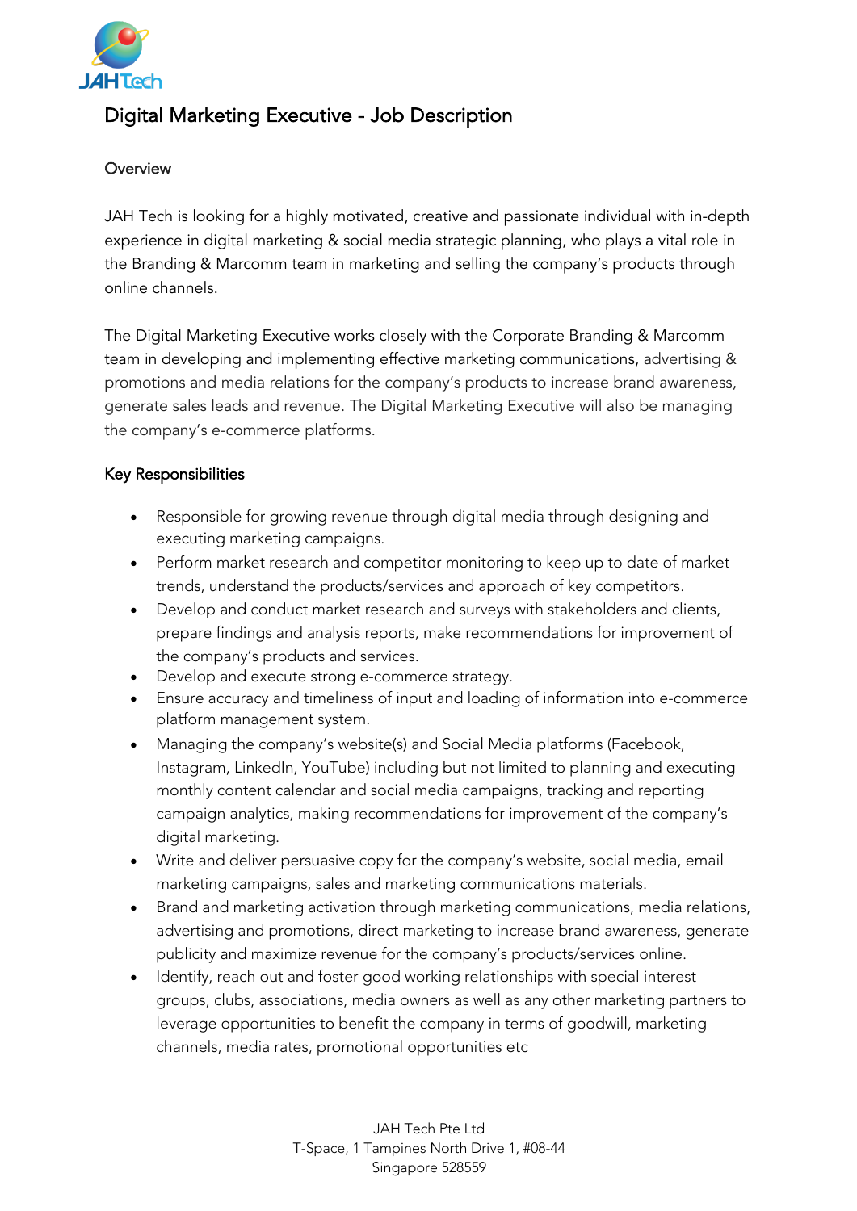# Digital Marketing Executive - Job Description

## Overview

JAH Tech is looking for a highly motivated, creative and passionate individual with in-depth experience in digital marketing & social media strategic planning, who plays a vital role in the Branding & Marcomm team in marketing and selling the company's products through online channels.

The Digital Marketing Executive works closely with the Corporate Branding & Marcomm team in developing and implementing effective marketing communications, advertising & promotions and media relations for the company's products to increase brand awareness, generate sales leads and revenue. The Digital Marketing Executive will also be managing the company's e-commerce platforms.

## Key Responsibilities

- Responsible for growing revenue through digital media through designing and executing marketing campaigns.
- Perform market research and competitor monitoring to keep up to date of market trends, understand the products/services and approach of key competitors.
- Develop and conduct market research and surveys with stakeholders and clients, prepare findings and analysis reports, make recommendations for improvement of the company's products and services.
- Develop and execute strong e-commerce strategy.
- Ensure accuracy and timeliness of input and loading of information into e-commerce platform management system.
- Managing the company's website(s) and Social Media platforms (Facebook, Instagram, LinkedIn, YouTube) including but not limited to planning and executing monthly content calendar and social media campaigns, tracking and reporting campaign analytics, making recommendations for improvement of the company's digital marketing.
- Write and deliver persuasive copy for the company's website, social media, email marketing campaigns, sales and marketing communications materials.
- Brand and marketing activation through marketing communications, media relations, advertising and promotions, direct marketing to increase brand awareness, generate publicity and maximize revenue for the company's products/services online.
- Identify, reach out and foster good working relationships with special interest groups, clubs, associations, media owners as well as any other marketing partners to leverage opportunities to benefit the company in terms of goodwill, marketing channels, media rates, promotional opportunities etc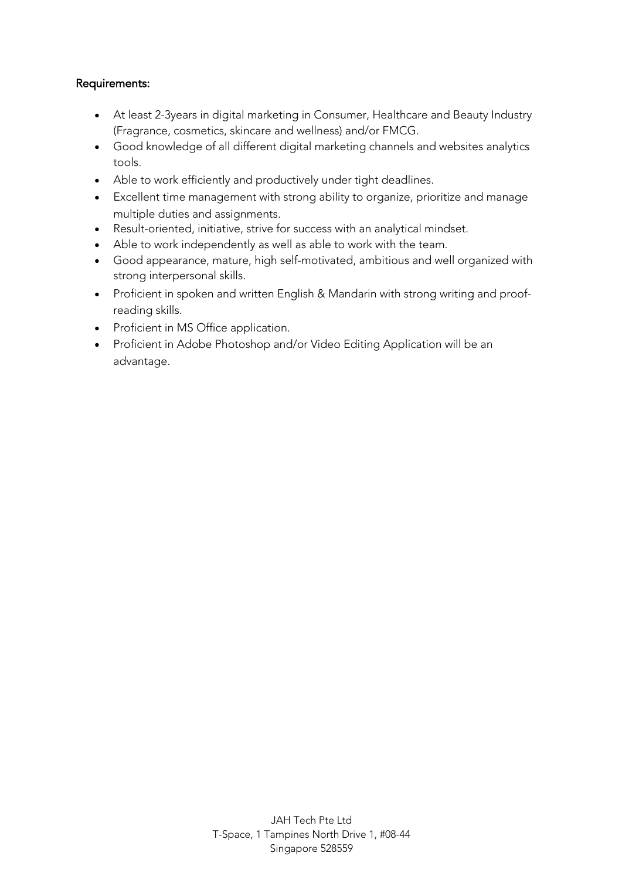Requirements:

- At least 2-3years in digital marketing in Consumer, Healthcare and Beauty Industry (Fragrance, cosmetics, skincare and wellness) and/or FMCG.
- Good knowledge of all different digital marketing channels and websites analytics tools.
- Able to work efficiently and productively under tight deadlines.
- Excellent time management with strong ability to organize, prioritize and manage multiple duties and assignments.
- Result-oriented, initiative, strive for success with an analytical mindset.
- Able to work independently as well as able to work with the team.
- Good appearance, mature, high self-motivated, ambitious and well organized with strong interpersonal skills.
- Proficient in spoken and written English & Mandarin with strong writing and proof-reading skills.
- Proficient in MS Office application.
- Proficient in Adobe Photoshop and/or Video Editing Application will be an advantage.

JAH Tech Pte Ltd
T-Space, 1 Tampines North Drive 1, #08-44
Singapore 528559